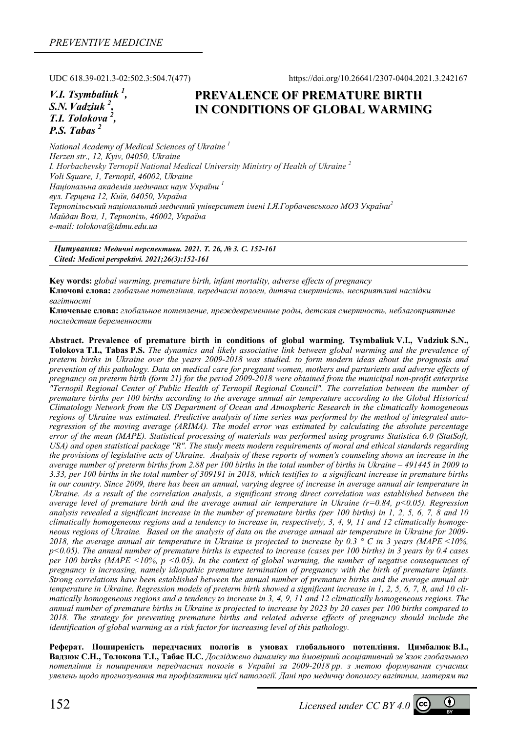PREVENTIVE MEDICINE

UDC 618.39-021.3-02:502.3:504.7(477)

https://doi.org/10.26641/2307-0404.2021.3.242167

*V.I. Tsymbaliuk [1], S.N. Vadziuk [2], T.I. Tolokova [2], P.S. Tabas [2]*

# PREVALENCE OF PREMATURE BIRTH IN CONDITIONS OF GLOBAL WARMING

*National Academy of Medical Sciences of Ukraine [1]*
*Herzen str., 12, Kyiv, 04050, Ukraine*
*I. Horbachevsky Ternopil National Medical University Ministry of Health of Ukraine [2]*
*Voli Square, 1, Ternopil, 46002, Ukraine*
*Національна академія медичних наук України [1]*
*вул. Герцена 12, Київ, 04050, Україна*
*Тернопільський національний медичний університет імені І.Я.Горбачевського МОЗ України[2]*
*Майдан Волі, 1, Тернопіль, 46002, Україна*
*e-mail: tolokova@tdmu.edu.ua*

***Цитування:** Медичні перспективи. 2021. Т. 26, № 3. С. 152-161*
***Cited:** Medicni perspektivi. 2021;26(3):152-161*

**Key words:** *global warming, premature birth, infant mortality, adverse effects of pregnancy*
**Ключові слова:** *глобальне потепління, передчасні пологи, дитяча смертність, несприятливі наслідки вагітності*
**Ключевые слова:** *глобальное потепление, преждевременные роды, детская смертность, неблагоприятные последствия беременности*

**Abstract. Prevalence of premature birth in conditions of global warming. Tsymbaliuk V.I., Vadziuk S.N., Tolokova T.I., Tabas P.S.** *The dynamics and likely associative link between global warming and the prevalence of preterm births in Ukraine over the years 2009-2018 was studied. to form modern ideas about the prognosis and prevention of this pathology. Data on medical care for pregnant women, mothers and parturients and adverse effects of pregnancy on preterm birth (form 21) for the period 2009-2018 were obtained from the municipal non-profit enterprise "Ternopil Regional Center of Public Health of Ternopil Regional Council". The correlation between the number of premature births per 100 births according to the average annual air temperature according to the Global Historical Climatology Network from the US Department of Ocean and Atmospheric Research in the climatically homogeneous regions of Ukraine was estimated. Predictive analysis of time series was performed by the method of integrated auto-regression of the moving average (ARIMA). The model error was estimated by calculating the absolute percentage error of the mean (MAPE). Statistical processing of materials was performed using programs Statistica 6.0 (StatSoft, USA) and open statistical package "R". The study meets modern requirements of moral and ethical standards regarding the provisions of legislative acts of Ukraine. Analysis of these reports of women's counseling shows an increase in the average number of preterm births from 2.88 per 100 births in the total number of births in Ukraine – 491445 in 2009 to 3.33, per 100 births in the total number of 309191 in 2018, which testifies to a significant increase in premature births in our country. Since 2009, there has been an annual, varying degree of increase in average annual air temperature in Ukraine. As a result of the correlation analysis, a significant strong direct correlation was established between the average level of premature birth and the average annual air temperature in Ukraine (r=0.84, p<0.05). Regression analysis revealed a significant increase in the number of premature births (per 100 births) in 1, 2, 5, 6, 7, 8 and 10 climatically homogeneous regions and a tendency to increase in, respectively, 3, 4, 9, 11 and 12 climatically homogeneous regions of Ukraine. Based on the analysis of data on the average annual air temperature in Ukraine for 2009-2018, the average annual air temperature in Ukraine is projected to increase by 0.3 ° C in 3 years (MAPE <10%, p<0.05). The annual number of premature births is expected to increase (cases per 100 births) in 3 years by 0.4 cases per 100 births (MAPE <10%, p <0.05). In the context of global warming, the number of negative consequences of pregnancy is increasing, namely idiopathic premature termination of pregnancy with the birth of premature infants. Strong correlations have been established between the annual number of premature births and the average annual air temperature in Ukraine. Regression models of preterm birth showed a significant increase in 1, 2, 5, 6, 7, 8, and 10 climatically homogeneous regions and a tendency to increase in 3, 4, 9, 11 and 12 climatically homogeneous regions. The annual number of premature births in Ukraine is projected to increase by 2023 by 20 cases per 100 births compared to 2018. The strategy for preventing premature births and related adverse effects of pregnancy should include the identification of global warming as a risk factor for increasing level of this pathology.*

**Реферат. Поширеність передчасних пологів в умовах глобального потепління. Цимбалюк В.І., Вадзюк С.Н., Толокова Т.І., Табас П.С.** *Досліджено динаміку та ймовірний асоціативний зв'язок глобального потепління із поширенням передчасних пологів в Україні за 2009-2018 рр. з метою формування сучасних уявлень щодо прогнозування та профілактики цієї патології. Дані про медичну допомогу вагітним, матерям та*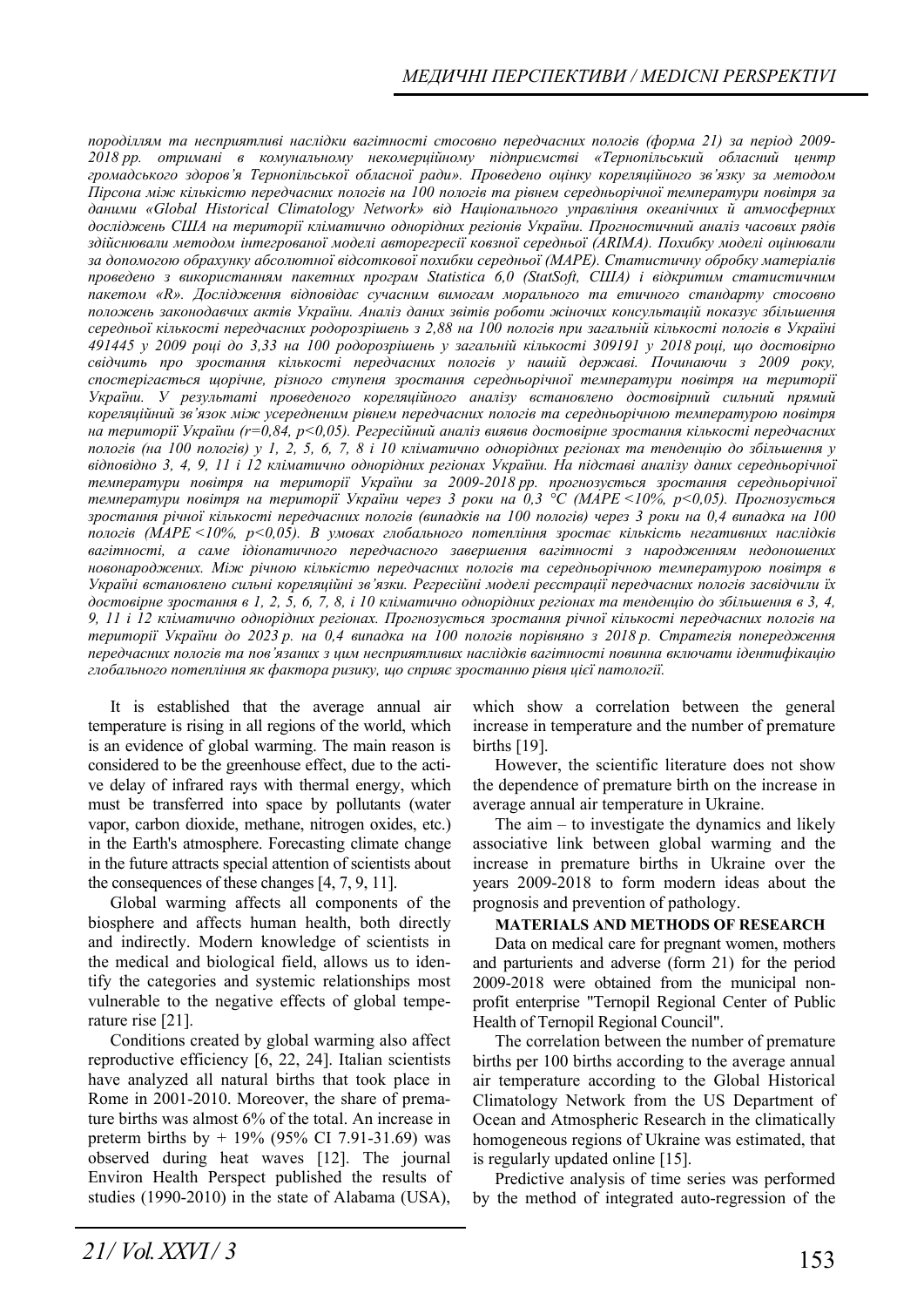*породіллям та несприятливі наслідки вагітності стосовно передчасних пологів (форма 21) за період 2009-2018 рр. отримані в комунальному некомерційному підприємстві «Тернопільський обласний центр громадського здоров'я Тернопільської обласної ради». Проведено оцінку кореляційного зв'язку за методом Пірсона між кількістю передчасних пологів на 100 пологів та рівнем середньорічної температури повітря за даними «Global Historical Climatology Network» від Національного управління океанічних й атмосферних досліджень США на території кліматично однорідних регіонів України. Прогностичний аналіз часових рядів здійснювали методом інтегрованої моделі авторегресії ковзної середньої (ARIMA). Похибку моделі оцінювали за допомогою обрахунку абсолютної відсоткової похибки середньої (MAPE). Статистичну обробку матеріалів проведено з використанням пакетних програм Statistica 6,0 (StatSoft, США) і відкритим статистичним пакетом «R». Дослідження відповідає сучасним вимогам морального та етичного стандарту стосовно положень законодавчих актів України. Аналіз даних звітів роботи жіночих консультацій показує збільшення середньої кількості передчасних родорозрішень з 2,88 на 100 пологів при загальній кількості пологів в Україні 491445 у 2009 році до 3,33 на 100 родорозрішень у загальній кількості 309191 у 2018 році, що достовірно свідчить про зростання кількості передчасних пологів у нашій державі. Починаючи з 2009 року, спостерігається щорічне, різного ступеня зростання середньорічної температури повітря на території України. У результаті проведеного кореляційного аналізу встановлено достовірний сильний прямий кореляційний зв'язок між усередненим рівнем передчасних пологів та середньорічною температурою повітря на території України (r=0,84, p<0,05). Регресійний аналіз виявив достовірне зростання кількості передчасних пологів (на 100 пологів) у 1, 2, 5, 6, 7, 8 і 10 кліматично однорідних регіонах та тенденцію до збільшення у відповідно 3, 4, 9, 11 і 12 кліматично однорідних регіонах України. На підставі аналізу даних середньорічної температури повітря на території України за 2009-2018 рр. прогнозується зростання середньорічної температури повітря на території України через 3 роки на 0,3 °С (MAPE <10%, p<0,05). Прогнозується зростання річної кількості передчасних пологів (випадків на 100 пологів) через 3 роки на 0,4 випадка на 100 пологів (MAPE <10%, p<0,05). В умовах глобального потепління зростає кількість негативних наслідків вагітності, а саме ідіопатичного передчасного завершення вагітності з народженням недоношених новонароджених. Між річною кількістю передчасних пологів та середньорічною температурою повітря в Україні встановлено сильні кореляційні зв'язки. Регресійні моделі реєстрації передчасних пологів засвідчили їх достовірне зростання в 1, 2, 5, 6, 7, 8, і 10 кліматично однорідних регіонах та тенденцію до збільшення в 3, 4, 9, 11 і 12 кліматично однорідних регіонах. Прогнозується зростання річної кількості передчасних пологів на території України до 2023 р. на 0,4 випадка на 100 пологів порівняно з 2018 р. Стратегія попередження передчасних пологів та пов'язаних з цим несприятливих наслідків вагітності повинна включати ідентифікацію глобального потепління як фактора ризику, що сприяє зростанню рівня цієї патології.*

It is established that the average annual air temperature is rising in all regions of the world, which is an evidence of global warming. The main reason is considered to be the greenhouse effect, due to the active delay of infrared rays with thermal energy, which must be transferred into space by pollutants (water vapor, carbon dioxide, methane, nitrogen oxides, etc.) in the Earth's atmosphere. Forecasting climate change in the future attracts special attention of scientists about the consequences of these changes [4, 7, 9, 11].

Global warming affects all components of the biosphere and affects human health, both directly and indirectly. Modern knowledge of scientists in the medical and biological field, allows us to identify the categories and systemic relationships most vulnerable to the negative effects of global temperature rise [21].

Conditions created by global warming also affect reproductive efficiency [6, 22, 24]. Italian scientists have analyzed all natural births that took place in Rome in 2001-2010. Moreover, the share of premature births was almost 6% of the total. An increase in preterm births by + 19% (95% CI 7.91-31.69) was observed during heat waves [12]. The journal Environ Health Perspect published the results of studies (1990-2010) in the state of Alabama (USA), which show a correlation between the general increase in temperature and the number of premature births [19].

However, the scientific literature does not show the dependence of premature birth on the increase in average annual air temperature in Ukraine.

The aim – to investigate the dynamics and likely associative link between global warming and the increase in premature births in Ukraine over the years 2009-2018 to form modern ideas about the prognosis and prevention of pathology.

**MATERIALS AND METHODS OF RESEARCH**

Data on medical care for pregnant women, mothers and parturients and adverse (form 21) for the period 2009-2018 were obtained from the municipal nonprofit enterprise "Ternopil Regional Center of Public Health of Ternopil Regional Council".

The correlation between the number of premature births per 100 births according to the average annual air temperature according to the Global Historical Climatology Network from the US Department of Ocean and Atmospheric Research in the climatically homogeneous regions of Ukraine was estimated, that is regularly updated online [15].

Predictive analysis of time series was performed by the method of integrated auto-regression of the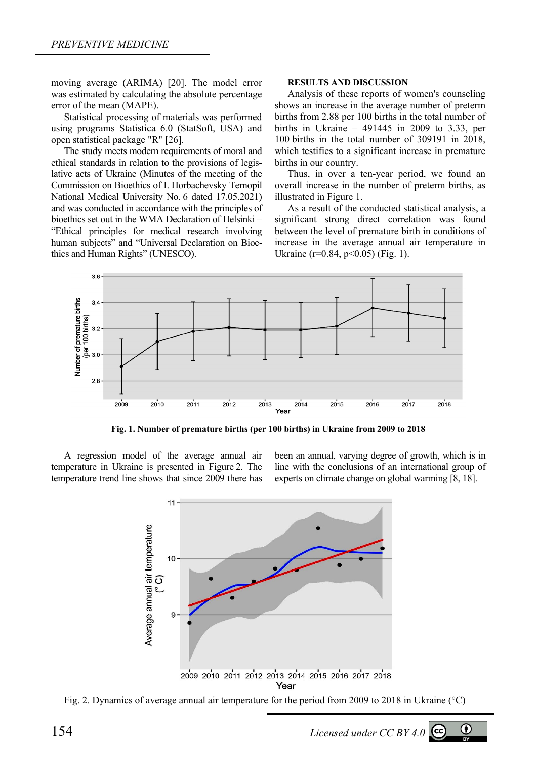moving average (ARIMA) [20]. The model error was estimated by calculating the absolute percentage error of the mean (MAPE).

Statistical processing of materials was performed using programs Statistica 6.0 (StatSoft, USA) and open statistical package "R" [26].

The study meets modern requirements of moral and ethical standards in relation to the provisions of legislative acts of Ukraine (Minutes of the meeting of the Commission on Bioethics of I. Horbachevsky Ternopil National Medical University No. 6 dated 17.05.2021) and was conducted in accordance with the principles of bioethics set out in the WMA Declaration of Helsinki – "Ethical principles for medical research involving human subjects" and "Universal Declaration on Bioethics and Human Rights" (UNESCO).

## RESULTS AND DISCUSSION

Analysis of these reports of women's counseling shows an increase in the average number of preterm births from 2.88 per 100 births in the total number of births in Ukraine – 491445 in 2009 to 3.33, per 100 births in the total number of 309191 in 2018, which testifies to a significant increase in premature births in our country.

Thus, in over a ten-year period, we found an overall increase in the number of preterm births, as illustrated in Figure 1.

As a result of the conducted statistical analysis, a significant strong direct correlation was found between the level of premature birth in conditions of increase in the average annual air temperature in Ukraine ($r=0.84$, $p<0.05$) (Fig. 1).

**Fig. 1. Number of premature births (per 100 births) in Ukraine from 2009 to 2018**

A regression model of the average annual air temperature in Ukraine is presented in Figure 2. The temperature trend line shows that since 2009 there has been an annual, varying degree of growth, which is in line with the conclusions of an international group of experts on climate change on global warming [8, 18].

Fig. 2. Dynamics of average annual air temperature for the period from 2009 to 2018 in Ukraine (°C)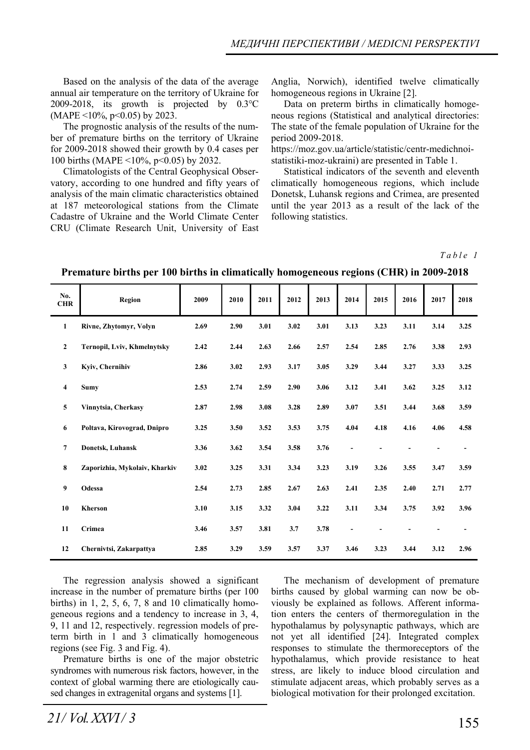Based on the analysis of the data of the average annual air temperature on the territory of Ukraine for 2009-2018, its growth is projected by 0.3°C (MAPE <10%, $p<0.05$) by 2023.

The prognostic analysis of the results of the number of premature births on the territory of Ukraine for 2009-2018 showed their growth by 0.4 cases per 100 births (MAPE <10%, $p<0.05$) by 2032.

Climatologists of the Central Geophysical Observatory, according to one hundred and fifty years of analysis of the main climatic characteristics obtained at 187 meteorological stations from the Climate Cadastre of Ukraine and the World Climate Center CRU (Climate Research Unit, University of East Anglia, Norwich), identified twelve climatically homogeneous regions in Ukraine [2].

Data on preterm births in climatically homogeneous regions (Statistical and analytical directories: The state of the female population of Ukraine for the period 2009-2018. https://moz.gov.ua/article/statistic/centr-medichnoi-statistiki-moz-ukraini) are presented in Table 1.

Statistical indicators of the seventh and eleventh climatically homogeneous regions, which include Donetsk, Luhansk regions and Crimea, are presented until the year 2013 as a result of the lack of the following statistics.

*Table 1*

**Premature births per 100 births in climatically homogeneous regions (CHR) in 2009-2018**

| No. CHR | Region | 2009 | 2010 | 2011 | 2012 | 2013 | 2014 | 2015 | 2016 | 2017 | 2018 |
|---|---|---|---|---|---|---|---|---|---|---|---|
| 1 | Rivne, Zhytomyr, Volyn | 2.69 | 2.90 | 3.01 | 3.02 | 3.01 | 3.13 | 3.23 | 3.11 | 3.14 | 3.25 |
| 2 | Ternopil, Lviv, Khmelnytsky | 2.42 | 2.44 | 2.63 | 2.66 | 2.57 | 2.54 | 2.85 | 2.76 | 3.38 | 2.93 |
| 3 | Kyiv, Chernihiv | 2.86 | 3.02 | 2.93 | 3.17 | 3.05 | 3.29 | 3.44 | 3.27 | 3.33 | 3.25 |
| 4 | Sumy | 2.53 | 2.74 | 2.59 | 2.90 | 3.06 | 3.12 | 3.41 | 3.62 | 3.25 | 3.12 |
| 5 | Vinnytsia, Cherkasy | 2.87 | 2.98 | 3.08 | 3.28 | 2.89 | 3.07 | 3.51 | 3.44 | 3.68 | 3.59 |
| 6 | Poltava, Kirovograd, Dnipro | 3.25 | 3.50 | 3.52 | 3.53 | 3.75 | 4.04 | 4.18 | 4.16 | 4.06 | 4.58 |
| 7 | Donetsk, Luhansk | 3.36 | 3.62 | 3.54 | 3.58 | 3.76 | - | - | - | - | - |
| 8 | Zaporizhia, Mykolaiv, Kharkiv | 3.02 | 3.25 | 3.31 | 3.34 | 3.23 | 3.19 | 3.26 | 3.55 | 3.47 | 3.59 |
| 9 | Odessa | 2.54 | 2.73 | 2.85 | 2.67 | 2.63 | 2.41 | 2.35 | 2.40 | 2.71 | 2.77 |
| 10 | Kherson | 3.10 | 3.15 | 3.32 | 3.04 | 3.22 | 3.11 | 3.34 | 3.75 | 3.92 | 3.96 |
| 11 | Crimea | 3.46 | 3.57 | 3.81 | 3.7 | 3.78 | - | - | - | - | - |
| 12 | Chernivtsi, Zakarpattya | 2.85 | 3.29 | 3.59 | 3.57 | 3.37 | 3.46 | 3.23 | 3.44 | 3.12 | 2.96 |

The regression analysis showed a significant increase in the number of premature births (per 100 births) in 1, 2, 5, 6, 7, 8 and 10 climatically homogeneous regions and a tendency to increase in 3, 4, 9, 11 and 12, respectively. regression models of preterm birth in 1 and 3 climatically homogeneous regions (see Fig. 3 and Fig. 4).

Premature births is one of the major obstetric syndromes with numerous risk factors, however, in the context of global warming there are etiologically caused changes in extragenital organs and systems [1].

The mechanism of development of premature births caused by global warming can now be obviously be explained as follows. Afferent information enters the centers of thermoregulation in the hypothalamus by polysynaptic pathways, which are not yet all identified [24]. Integrated complex responses to stimulate the thermoreceptors of the hypothalamus, which provide resistance to heat stress, are likely to induce blood circulation and stimulate adjacent areas, which probably serves as a biological motivation for their prolonged excitation.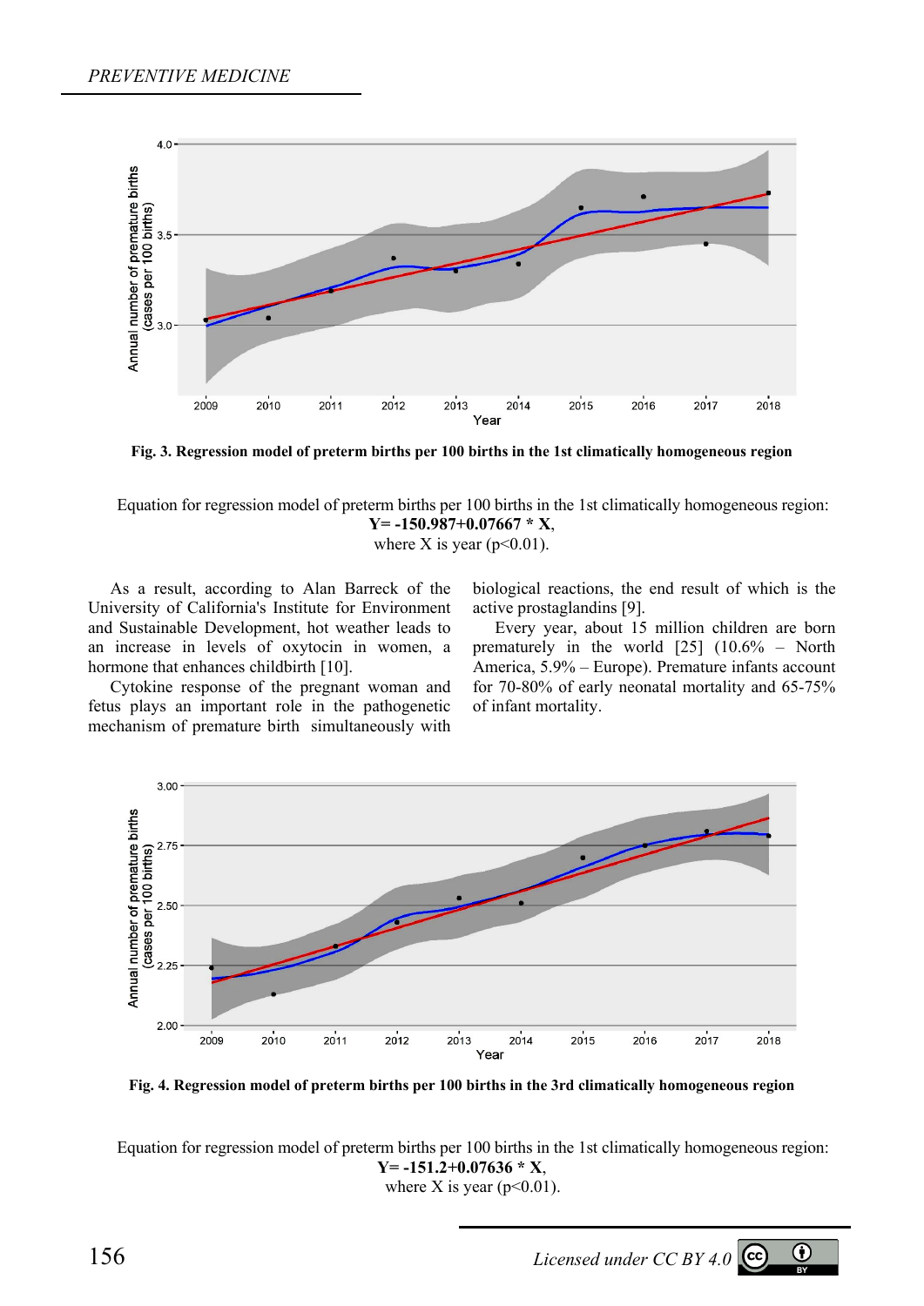**Fig. 3. Regression model of preterm births per 100 births in the 1st climatically homogeneous region**

Equation for regression model of preterm births per 100 births in the 1st climatically homogeneous region:

$$Y = -150.987 + 0.07667 * X,$$

where X is year ($p<0.01$).

As a result, according to Alan Barreck of the University of California's Institute for Environment and Sustainable Development, hot weather leads to an increase in levels of oxytocin in women, a hormone that enhances childbirth [10].

Cytokine response of the pregnant woman and fetus plays an important role in the pathogenetic mechanism of premature birth simultaneously with biological reactions, the end result of which is the active prostaglandins [9].

Every year, about 15 million children are born prematurely in the world [25] (10.6% – North America, 5.9% – Europe). Premature infants account for 70-80% of early neonatal mortality and 65-75% of infant mortality.

**Fig. 4. Regression model of preterm births per 100 births in the 3rd climatically homogeneous region**

Equation for regression model of preterm births per 100 births in the 1st climatically homogeneous region:

$$Y = -151.2 + 0.07636 * X,$$

where X is year ($p<0.01$).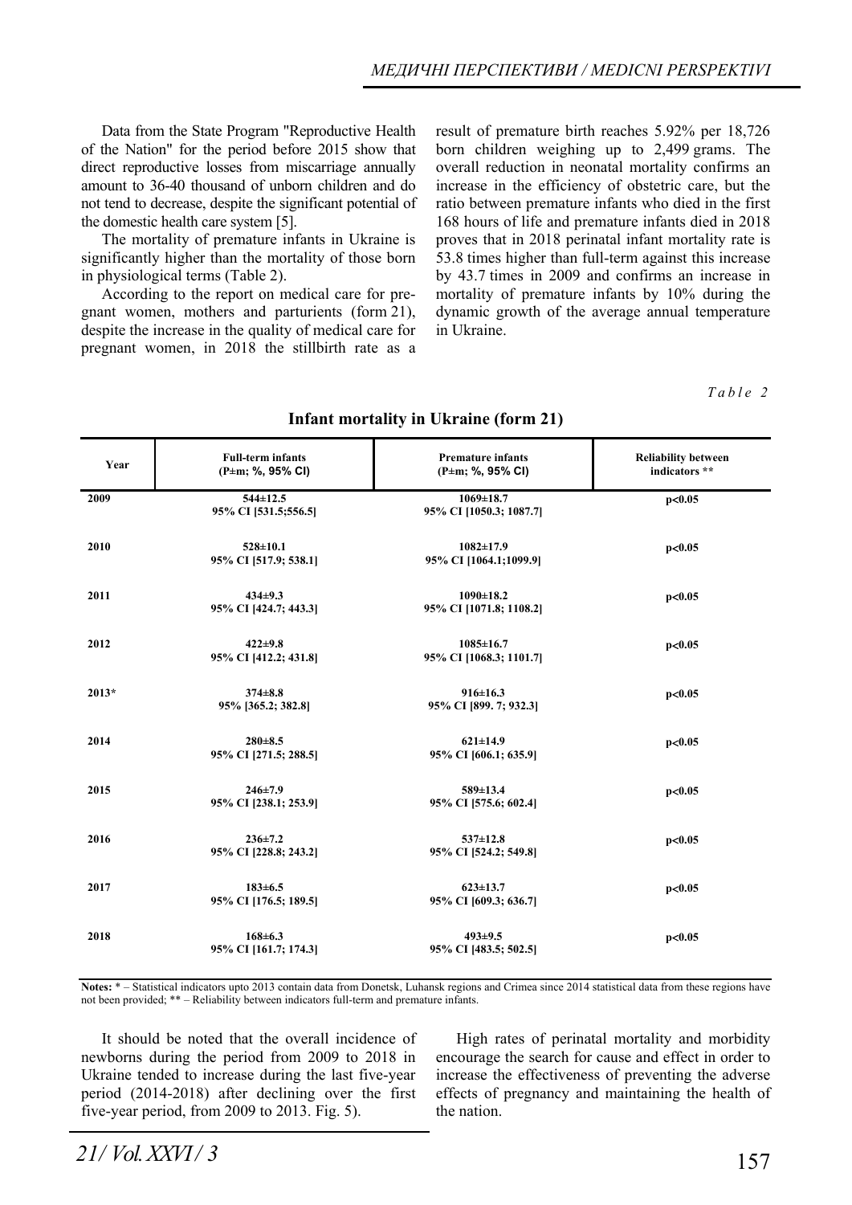Data from the State Program "Reproductive Health of the Nation" for the period before 2015 show that direct reproductive losses from miscarriage annually amount to 36-40 thousand of unborn children and do not tend to decrease, despite the significant potential of the domestic health care system [5].

The mortality of premature infants in Ukraine is significantly higher than the mortality of those born in physiological terms (Table 2).

According to the report on medical care for pregnant women, mothers and parturients (form 21), despite the increase in the quality of medical care for pregnant women, in 2018 the stillbirth rate as a result of premature birth reaches 5.92% per 18,726 born children weighing up to 2,499 grams. The overall reduction in neonatal mortality confirms an increase in the efficiency of obstetric care, but the ratio between premature infants who died in the first 168 hours of life and premature infants died in 2018 proves that in 2018 perinatal infant mortality rate is 53.8 times higher than full-term against this increase by 43.7 times in 2009 and confirms an increase in mortality of premature infants by 10% during the dynamic growth of the average annual temperature in Ukraine.

*Table 2*

**Infant mortality in Ukraine (form 21)**

| Year | Full-term infants (P±m; %, 95% CI) | Premature infants (P±m; %, 95% CI) | Reliability between indicators ** |
|---|---|---|---|
| 2009 | 544±12.5<br>95% CI [531.5;556.5] | 1069±18.7<br>95% CI [1050.3; 1087.7] | p<0.05 |
| 2010 | 528±10.1<br>95% CI [517.9; 538.1] | 1082±17.9<br>95% CI [1064.1;1099.9] | p<0.05 |
| 2011 | 434±9.3<br>95% CI [424.7; 443.3] | 1090±18.2<br>95% CI [1071.8; 1108.2] | p<0.05 |
| 2012 | 422±9.8<br>95% CI [412.2; 431.8] | 1085±16.7<br>95% CI [1068.3; 1101.7] | p<0.05 |
| 2013* | 374±8.8<br>95% [365.2; 382.8] | 916±16.3<br>95% CI [899. 7; 932.3] | p<0.05 |
| 2014 | 280±8.5<br>95% CI [271.5; 288.5] | 621±14.9<br>95% CI [606.1; 635.9] | p<0.05 |
| 2015 | 246±7.9<br>95% CI [238.1; 253.9] | 589±13.4<br>95% CI [575.6; 602.4] | p<0.05 |
| 2016 | 236±7.2<br>95% CI [228.8; 243.2] | 537±12.8<br>95% CI [524.2; 549.8] | p<0.05 |
| 2017 | 183±6.5<br>95% CI [176.5; 189.5] | 623±13.7<br>95% CI [609.3; 636.7] | p<0.05 |
| 2018 | 168±6.3<br>95% CI [161.7; 174.3] | 493±9.5<br>95% CI [483.5; 502.5] | p<0.05 |

**Notes:** * – Statistical indicators upto 2013 contain data from Donetsk, Luhansk regions and Crimea since 2014 statistical data from these regions have not been provided; ** – Reliability between indicators full-term and premature infants.

It should be noted that the overall incidence of newborns during the period from 2009 to 2018 in Ukraine tended to increase during the last five-year period (2014-2018) after declining over the first five-year period, from 2009 to 2013. Fig. 5).

High rates of perinatal mortality and morbidity encourage the search for cause and effect in order to increase the effectiveness of preventing the adverse effects of pregnancy and maintaining the health of the nation.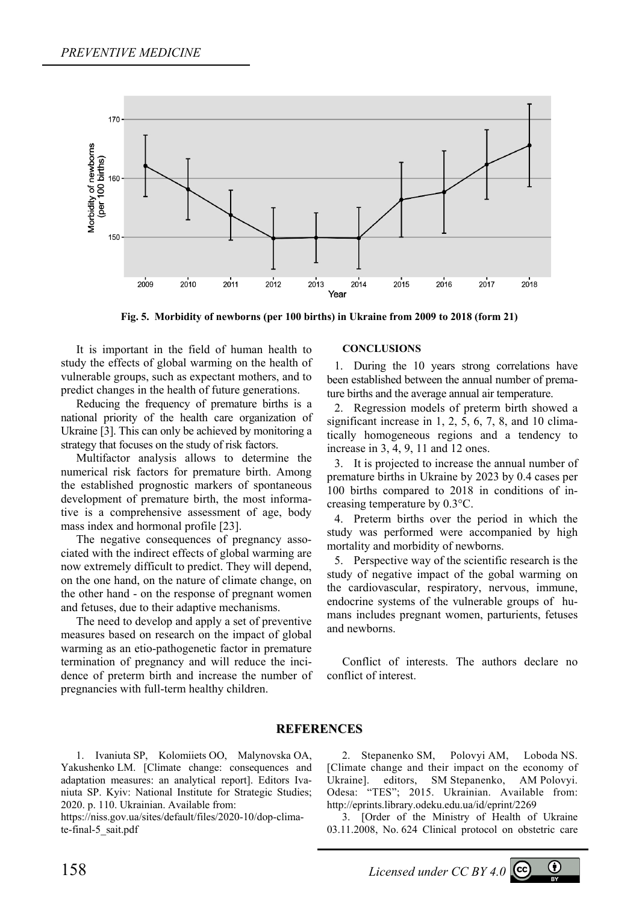Fig. 5. Morbidity of newborns (per 100 births) in Ukraine from 2009 to 2018 (form 21)

It is important in the field of human health to study the effects of global warming on the health of vulnerable groups, such as expectant mothers, and to predict changes in the health of future generations.

Reducing the frequency of premature births is a national priority of the health care organization of Ukraine [3]. This can only be achieved by monitoring a strategy that focuses on the study of risk factors.

Multifactor analysis allows to determine the numerical risk factors for premature birth. Among the established prognostic markers of spontaneous development of premature birth, the most informative is a comprehensive assessment of age, body mass index and hormonal profile [23].

The negative consequences of pregnancy associated with the indirect effects of global warming are now extremely difficult to predict. They will depend, on the one hand, on the nature of climate change, on the other hand - on the response of pregnant women and fetuses, due to their adaptive mechanisms.

The need to develop and apply a set of preventive measures based on research on the impact of global warming as an etio-pathogenetic factor in premature termination of pregnancy and will reduce the incidence of preterm birth and increase the number of pregnancies with full-term healthy children.

## CONCLUSIONS

1. During the 10 years strong correlations have been established between the annual number of premature births and the average annual air temperature.
2. Regression models of preterm birth showed a significant increase in 1, 2, 5, 6, 7, 8, and 10 climatically homogeneous regions and a tendency to increase in 3, 4, 9, 11 and 12 ones.
3. It is projected to increase the annual number of premature births in Ukraine by 2023 by 0.4 cases per 100 births compared to 2018 in conditions of increasing temperature by 0.3°C.
4. Preterm births over the period in which the study was performed were accompanied by high mortality and morbidity of newborns.
5. Perspective way of the scientific research is the study of negative impact of the gobal warming on the cardiovascular, respiratory, nervous, immune, endocrine systems of the vulnerable groups of humans includes pregnant women, parturients, fetuses and newborns.

Conflict of interests. The authors declare no conflict of interest.

## REFERENCES

1. Ivaniuta SP, Kolomiiets OO, Malynovska OA, Yakushenko LM. [Climate change: consequences and adaptation measures: an analytical report]. Editors Ivaniuta SP. Kyiv: National Institute for Strategic Studies; 2020. p. 110. Ukrainian. Available from: https://niss.gov.ua/sites/default/files/2020-10/dop-climate-final-5_sait.pdf

2. Stepanenko SM, Polovyi AM, Loboda NS. [Climate change and their impact on the economy of Ukraine]. editors, SM Stepanenko, AM Polovyi. Odesa: "TES"; 2015. Ukrainian. Available from: http://eprints.library.odeku.edu.ua/id/eprint/2269

3. [Order of the Ministry of Health of Ukraine 03.11.2008, No. 624 Clinical protocol on obstetric care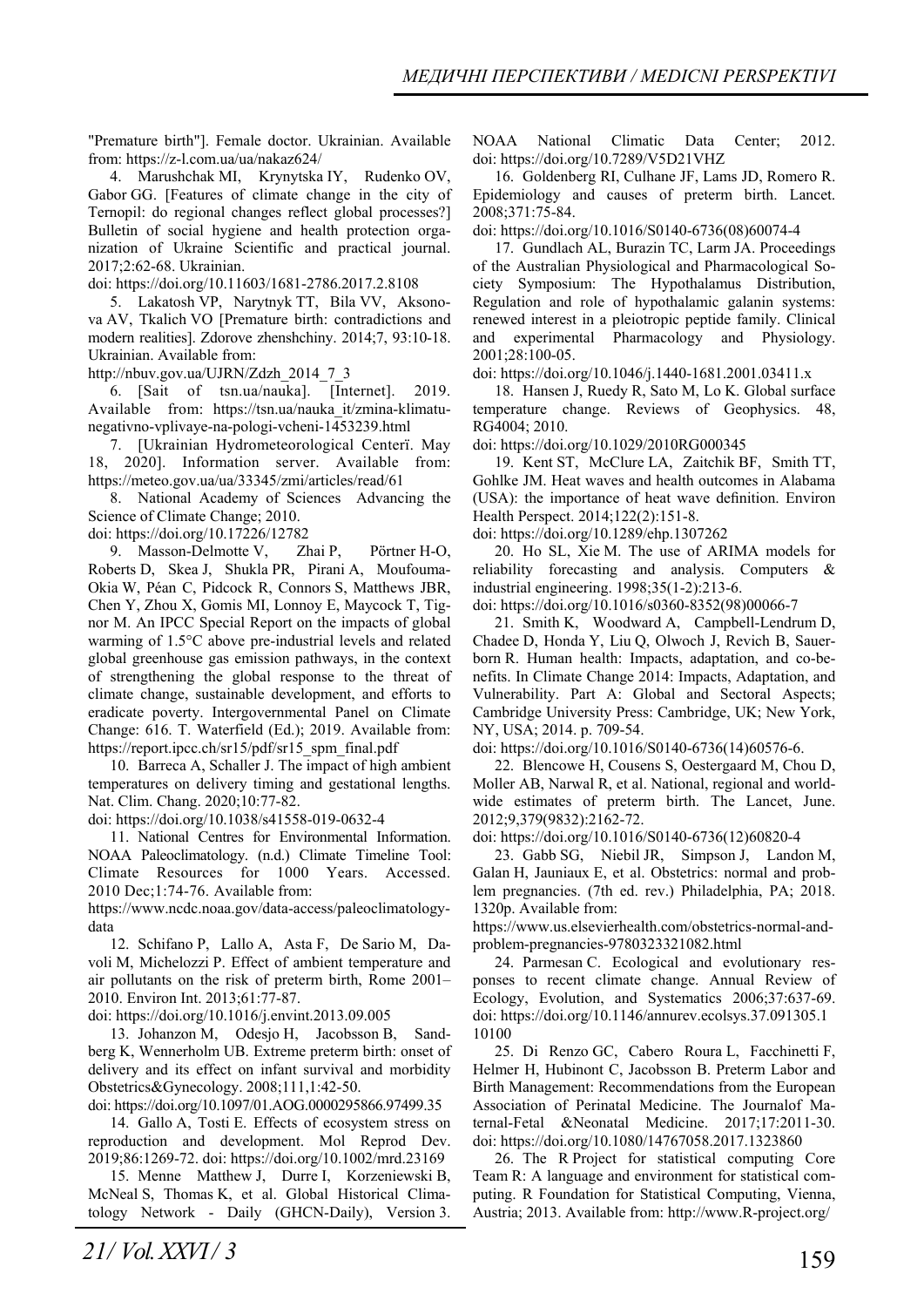"Premature birth"]. Female doctor. Ukrainian. Available from: https://z-l.com.ua/ua/nakaz624/

4. Marushchak MI, Krynytska IY, Rudenko OV, Gabor GG. [Features of climate change in the city of Ternopil: do regional changes reflect global processes?] Bulletin of social hygiene and health protection organization of Ukraine Scientific and practical journal. 2017;2:62-68. Ukrainian.
doi: https://doi.org/10.11603/1681-2786.2017.2.8108

5. Lakatosh VP, Narytnyk TT, Bila VV, Aksonova AV, Tkalich VO [Premature birth: contradictions and modern realities]. Zdorove zhenshchiny. 2014;7, 93:10-18. Ukrainian. Available from:
http://nbuv.gov.ua/UJRN/Zdzh_2014_7_3

6. [Sait of tsn.ua/nauka]. [Internet]. 2019. Available from: https://tsn.ua/nauka_it/zmina-klimatu-negativno-vplivaye-na-pologi-vcheni-1453239.html

7. [Ukrainian Hydrometeorological Centerї. May 18, 2020]. Information server. Available from: https://meteo.gov.ua/ua/33345/zmi/articles/read/61

8. National Academy of Sciences Advancing the Science of Climate Change; 2010.
doi: https://doi.org/10.17226/12782

9. Masson-Delmotte V, Zhai P, Pörtner H-O, Roberts D, Skea J, Shukla PR, Pirani A, Moufouma-Okia W, Péan C, Pidcock R, Connors S, Matthews JBR, Chen Y, Zhou X, Gomis MI, Lonnoy E, Maycock T, Tignor M. An IPCC Special Report on the impacts of global warming of 1.5°C above pre-industrial levels and related global greenhouse gas emission pathways, in the context of strengthening the global response to the threat of climate change, sustainable development, and efforts to eradicate poverty. Intergovernmental Panel on Climate Change: 616. T. Waterfield (Ed.); 2019. Available from: https://report.ipcc.ch/sr15/pdf/sr15_spm_final.pdf

10. Barreca A, Schaller J. The impact of high ambient temperatures on delivery timing and gestational lengths. Nat. Clim. Chang. 2020;10:77-82.
doi: https://doi.org/10.1038/s41558-019-0632-4

11. National Centres for Environmental Information. NOAA Paleoclimatology. (n.d.) Climate Timeline Tool: Climate Resources for 1000 Years. Accessed. 2010 Dec;1:74-76. Available from:
https://www.ncdc.noaa.gov/data-access/paleoclimatology-data

12. Schifano P, Lallo A, Asta F, De Sario M, Davoli M, Michelozzi P. Effect of ambient temperature and air pollutants on the risk of preterm birth, Rome 2001–2010. Environ Int. 2013;61:77-87.
doi: https://doi.org/10.1016/j.envint.2013.09.005

13. Johanzon M, Odesjo H, Jacobsson B, Sandberg K, Wennerholm UB. Extreme preterm birth: onset of delivery and its effect on infant survival and morbidity Obstetrics&Gynecology. 2008;111,1:42-50.
doi: https://doi.org/10.1097/01.AOG.0000295866.97499.35

14. Gallo A, Tosti E. Effects of ecosystem stress on reproduction and development. Mol Reprod Dev. 2019;86:1269-72. doi: https://doi.org/10.1002/mrd.23169

15. Menne Matthew J, Durre I, Korzeniewski B, McNeal S, Thomas K, et al. Global Historical Climatology Network - Daily (GHCN-Daily), Version 3. NOAA National Climatic Data Center; 2012. doi: https://doi.org/10.7289/V5D21VHZ

16. Goldenberg RI, Culhane JF, Lams JD, Romero R. Epidemiology and causes of preterm birth. Lancet. 2008;371:75-84.
doi: https://doi.org/10.1016/S0140-6736(08)60074-4

17. Gundlach AL, Burazin TC, Larm JA. Proceedings of the Australian Physiological and Pharmacological Society Symposium: The Hypothalamus Distribution, Regulation and role of hypothalamic galanin systems: renewed interest in a pleiotropic peptide family. Clinical and experimental Pharmacology and Physiology. 2001;28:100-05.
doi: https://doi.org/10.1046/j.1440-1681.2001.03411.x

18. Hansen J, Ruedy R, Sato M, Lo K. Global surface temperature change. Reviews of Geophysics. 48, RG4004; 2010.
doi: https://doi.org/10.1029/2010RG000345

19. Kent ST, McClure LA, Zaitchik BF, Smith TT, Gohlke JM. Heat waves and health outcomes in Alabama (USA): the importance of heat wave definition. Environ Health Perspect. 2014;122(2):151-8.
doi: https://doi.org/10.1289/ehp.1307262

20. Ho SL, Xie M. The use of ARIMA models for reliability forecasting and analysis. Computers & industrial engineering. 1998;35(1-2):213-6.
doi: https://doi.org/10.1016/s0360-8352(98)00066-7

21. Smith K, Woodward A, Campbell-Lendrum D, Chadee D, Honda Y, Liu Q, Olwoch J, Revich B, Sauerborn R. Human health: Impacts, adaptation, and co-benefits. In Climate Change 2014: Impacts, Adaptation, and Vulnerability. Part A: Global and Sectoral Aspects; Cambridge University Press: Cambridge, UK; New York, NY, USA; 2014. p. 709-54.
doi: https://doi.org/10.1016/S0140-6736(14)60576-6.

22. Blencowe H, Cousens S, Oestergaard M, Chou D, Moller AB, Narwal R, et al. National, regional and worldwide estimates of preterm birth. The Lancet, June. 2012;9,379(9832):2162-72.
doi: https://doi.org/10.1016/S0140-6736(12)60820-4

23. Gabb SG, Niebil JR, Simpson J, Landon M, Galan H, Jauniaux E, et al. Obstetrics: normal and problem pregnancies. (7th ed. rev.) Philadelphia, PA; 2018. 1320p. Available from:
https://www.us.elsevierhealth.com/obstetrics-normal-and-problem-pregnancies-9780323321082.html

24. Parmesan C. Ecological and evolutionary responses to recent climate change. Annual Review of Ecology, Evolution, and Systematics 2006;37:637-69.
doi: https://doi.org/10.1146/annurev.ecolsys.37.091305.110100

25. Di Renzo GC, Cabero Roura L, Facchinetti F, Helmer H, Hubinont C, Jacobsson B. Preterm Labor and Birth Management: Recommendations from the European Association of Perinatal Medicine. The Journalof Maternal-Fetal &Neonatal Medicine. 2017;17:2011-30.
doi: https://doi.org/10.1080/14767058.2017.1323860

26. The R Project for statistical computing Core Team R: A language and environment for statistical computing. R Foundation for Statistical Computing, Vienna, Austria; 2013. Available from: http://www.R-project.org/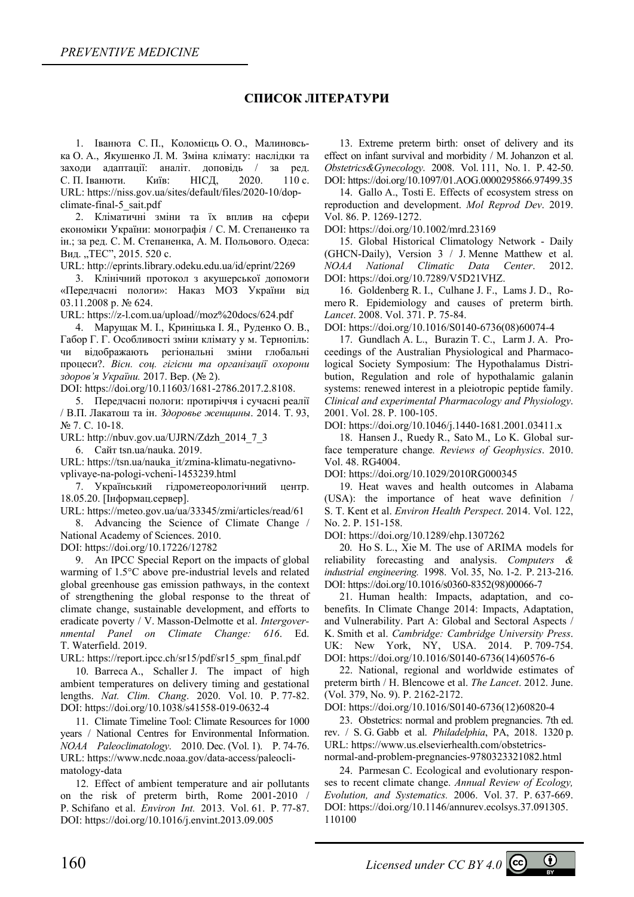## СПИСОК ЛІТЕРАТУРИ

1. Іванюта С. П., Коломієць О. О., Малиновська О. А., Якушенко Л. М. Зміна клімату: наслідки та заходи адаптації: аналіт. доповідь / за ред. С. П. Іванюти. Київ: НІСД, 2020. 110 с. URL: https://niss.gov.ua/sites/default/files/2020-10/dop-climate-final-5_sait.pdf

2. Кліматичні зміни та їх вплив на сфери економіки України: монографія / С. М. Степаненко та ін.; за ред. С. М. Степаненка, А. М. Польового. Одеса: Вид. „ТЕС", 2015. 520 с.
URL: http://eprints.library.odeku.edu.ua/id/eprint/2269

3. Клінічний протокол з акушерської допомоги «Передчасні пологи»: Наказ МОЗ України від 03.11.2008 р. № 624.
URL: https://z-l.com.ua/upload//moz%20docs/624.pdf

4. Марущак М. І., Криніцька І. Я., Руденко О. В., Габор Г. Г. Особливості зміни клімату у м. Тернопіль: чи відображають регіональні зміни глобальні процеси?. *Вісн. соц. гігієни та організації охорони здоров'я України.* 2017. Вер. (№ 2).
DOI: https://doi.org/10.11603/1681-2786.2017.2.8108.

5. Передчасні пологи: протиріччя і сучасні реалії / В.П. Лакатош та ін. *Здоровье женщины*. 2014. Т. 93, № 7. С. 10-18.
URL: http://nbuv.gov.ua/UJRN/Zdzh_2014_7_3

6. Сайт tsn.ua/nauka. 2019.
URL: https://tsn.ua/nauka_it/zmina-klimatu-negativno-vplivaye-na-pologi-vcheni-1453239.html

7. Український гідрометеорологічний центр. 18.05.20. [Інформац.сервер].
URL: https://meteo.gov.ua/ua/33345/zmi/articles/read/61

8. Advancing the Science of Climate Change / National Academy of Sciences. 2010.
DOI: https://doi.org/10.17226/12782

9. An IPCC Special Report on the impacts of global warming of 1.5°C above pre-industrial levels and related global greenhouse gas emission pathways, in the context of strengthening the global response to the threat of climate change, sustainable development, and efforts to eradicate poverty / V. Masson-Delmotte et al. *Intergovernmental Panel on Climate Change: 616*. Ed. T. Waterfield. 2019.
URL: https://report.ipcc.ch/sr15/pdf/sr15_spm_final.pdf

10. Barreca A., Schaller J. The impact of high ambient temperatures on delivery timing and gestational lengths. *Nat. Clim. Chang*. 2020. Vol. 10. P. 77-82. DOI: https://doi.org/10.1038/s41558-019-0632-4

11. Climate Timeline Tool: Climate Resources for 1000 years / National Centres for Environmental Information. *NOAA Paleoclimatology*. 2010. Dec. (Vol. 1). P. 74-76. URL: https://www.ncdc.noaa.gov/data-access/paleoclimatology-data

12. Effect of ambient temperature and air pollutants on the risk of preterm birth, Rome 2001-2010 / P. Schifano et al. *Environ Int.* 2013. Vol. 61. P. 77-87. DOI: https://doi.org/10.1016/j.envint.2013.09.005

13. Extreme preterm birth: onset of delivery and its effect on infant survival and morbidity / M. Johanzon et al. *Obstetrics&Gynecology*. 2008. Vol. 111, No. 1. P. 42-50. DOI: https://doi.org/10.1097/01.AOG.0000295866.97499.35

14. Gallo A., Tosti E. Effects of ecosystem stress on reproduction and development. *Mol Reprod Dev*. 2019. Vol. 86. P. 1269-1272.
DOI: https://doi.org/10.1002/mrd.23169

15. Global Historical Climatology Network - Daily (GHCN-Daily), Version 3 / J. Menne Matthew et al. *NOAA National Climatic Data Center*. 2012. DOI: https://doi.org/10.7289/V5D21VHZ.

16. Goldenberg R. I., Culhane J. F., Lams J. D., Romero R. Epidemiology and causes of preterm birth. *Lancet*. 2008. Vol. 371. P. 75-84.
DOI: https://doi.org/10.1016/S0140-6736(08)60074-4

17. Gundlach A. L., Burazin T. C., Larm J. A. Proceedings of the Australian Physiological and Pharmacological Society Symposium: The Hypothalamus Distribution, Regulation and role of hypothalamic galanin systems: renewed interest in a pleiotropic peptide family. *Clinical and experimental Pharmacology and Physiology*. 2001. Vol. 28. P. 100-105.
DOI: https://doi.org/10.1046/j.1440-1681.2001.03411.x

18. Hansen J., Ruedy R., Sato M., Lo K. Global surface temperature change*. Reviews of Geophysics*. 2010. Vol. 48. RG4004.
DOI: https://doi.org/10.1029/2010RG000345

19. Heat waves and health outcomes in Alabama (USA): the importance of heat wave definition / S. T. Kent et al. *Environ Health Perspect*. 2014. Vol. 122, No. 2. P. 151-158.
DOI: https://doi.org/10.1289/ehp.1307262

20. Ho S. L., Xie M. The use of ARIMA models for reliability forecasting and analysis. *Computers & industrial engineering.* 1998. Vol. 35, No. 1-2. P. 213-216. DOI: https://doi.org/10.1016/s0360-8352(98)00066-7

21. Human health: Impacts, adaptation, and co-benefits. In Climate Change 2014: Impacts, Adaptation, and Vulnerability. Part A: Global and Sectoral Aspects / K. Smith et al. *Cambridge: Cambridge University Press*. UK: New York, NY, USA. 2014. P. 709-754. DOI: https://doi.org/10.1016/S0140-6736(14)60576-6

22. National, regional and worldwide estimates of preterm birth / H. Blencowe et al. *The Lancet*. 2012. June. (Vol. 379, No. 9). P. 2162-2172.
DOI: https://doi.org/10.1016/S0140-6736(12)60820-4

23. Obstetrics: normal and problem pregnancies. 7th ed. rev. / S. G. Gabb et al. *Philadelphia*, PA, 2018. 1320 p. URL: https://www.us.elsevierhealth.com/obstetrics-normal-and-problem-pregnancies-9780323321082.html

24. Parmesan C. Ecological and evolutionary responses to recent climate change. *Annual Review of Ecology, Evolution, and Systematics.* 2006. Vol. 37. P. 637-669. DOI: https://doi.org/10.1146/annurev.ecolsys.37.091305.110100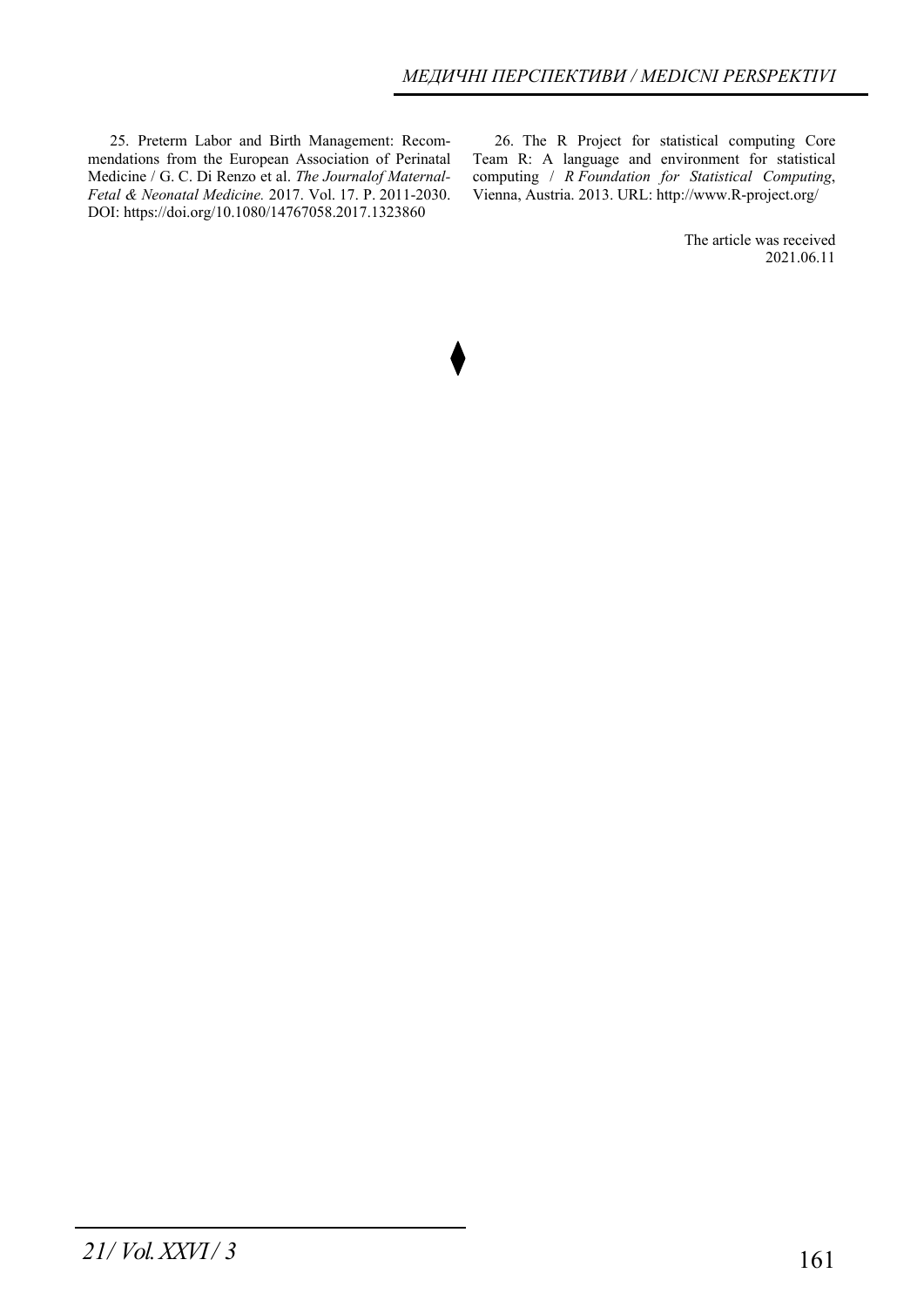25. Preterm Labor and Birth Management: Recommendations from the European Association of Perinatal Medicine / G. C. Di Renzo et al. *The Journalof Maternal-Fetal & Neonatal Medicine.* 2017. Vol. 17. P. 2011-2030. DOI: https://doi.org/10.1080/14767058.2017.1323860

26. The R Project for statistical computing Core Team R: A language and environment for statistical computing / *R Foundation for Statistical Computing*, Vienna, Austria. 2013. URL: http://www.R-project.org/

The article was received
2021.06.11

⧫